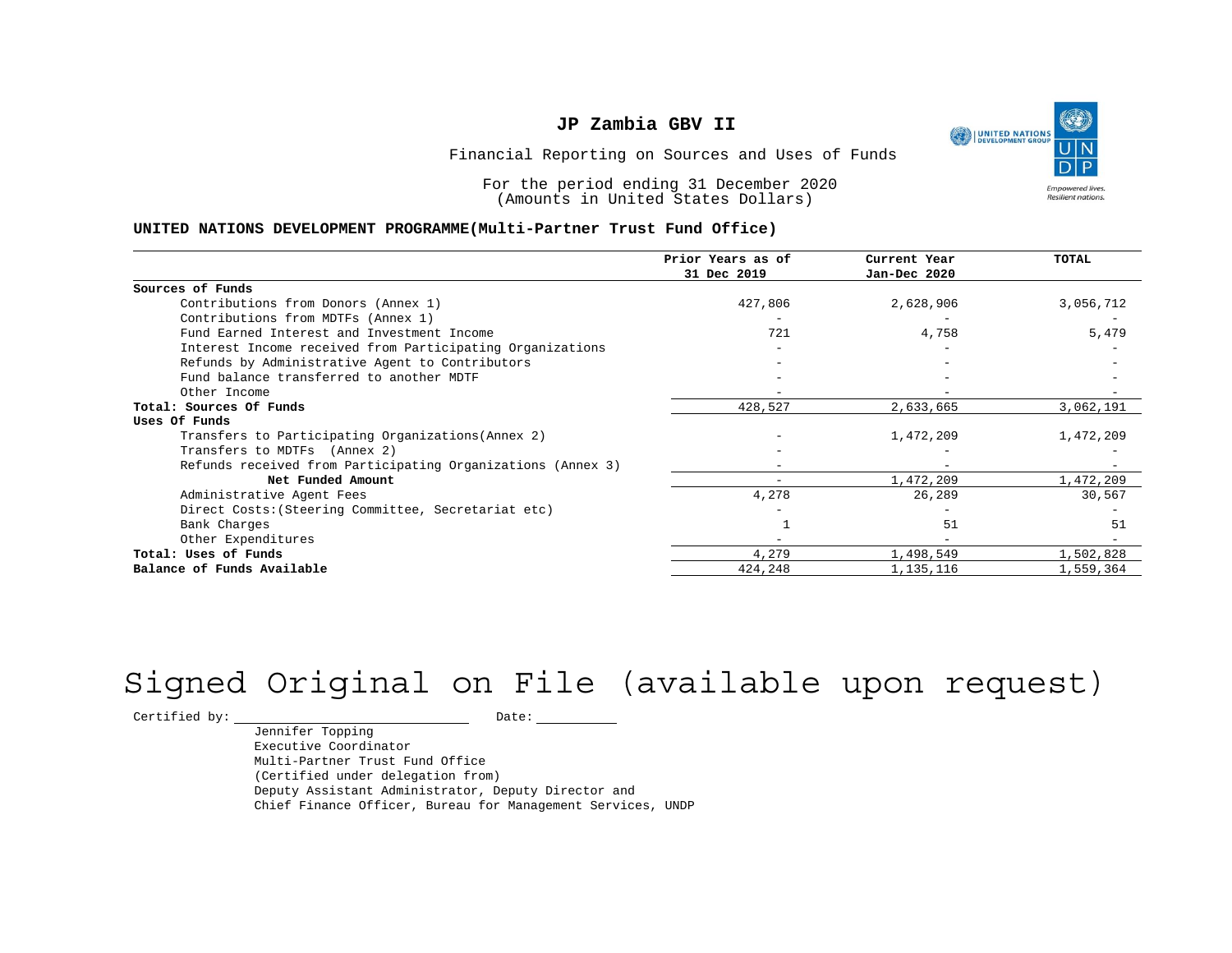# JP Zambia GBV II

Financial Reporting on Sources and Uses of Funds

For the period ending 31 December 2020
(Amounts in United States Dollars)

**UNITED NATIONS DEVELOPMENT PROGRAMME(Multi-Partner Trust Fund Office)**

| | Prior Years as of 31 Dec 2019 | Current Year Jan-Dec 2020 | TOTAL |
|---|---|---|---|
| **Sources of Funds** | | | |
| Contributions from Donors (Annex 1) | 427,806 | 2,628,906 | 3,056,712 |
| Contributions from MDTFs (Annex 1) | - | - | - |
| Fund Earned Interest and Investment Income | 721 | 4,758 | 5,479 |
| Interest Income received from Participating Organizations | - | - | - |
| Refunds by Administrative Agent to Contributors | - | - | - |
| Fund balance transferred to another MDTF | - | - | - |
| Other Income | - | - | - |
| **Total: Sources Of Funds** | 428,527 | 2,633,665 | 3,062,191 |
| **Uses Of Funds** | | | |
| Transfers to Participating Organizations(Annex 2) | - | 1,472,209 | 1,472,209 |
| Transfers to MDTFs (Annex 2) | - | - | - |
| Refunds received from Participating Organizations (Annex 3) | - | - | - |
| **Net Funded Amount** | - | 1,472,209 | 1,472,209 |
| Administrative Agent Fees | 4,278 | 26,289 | 30,567 |
| Direct Costs:(Steering Committee, Secretariat etc) | - | - | - |
| Bank Charges | 1 | 51 | 51 |
| Other Expenditures | - | - | - |
| **Total: Uses of Funds** | 4,279 | 1,498,549 | 1,502,828 |
| **Balance of Funds Available** | 424,248 | 1,135,116 | 1,559,364 |

Signed Original on File (available upon request)

Certified by: \_\_\_\_\_\_\_\_\_\_\_\_\_\_\_\_\_\_\_\_ Date: \_\_\_\_\_\_\_\_\_\_

Jennifer Topping
Executive Coordinator
Multi-Partner Trust Fund Office
(Certified under delegation from)
Deputy Assistant Administrator, Deputy Director and
Chief Finance Officer, Bureau for Management Services, UNDP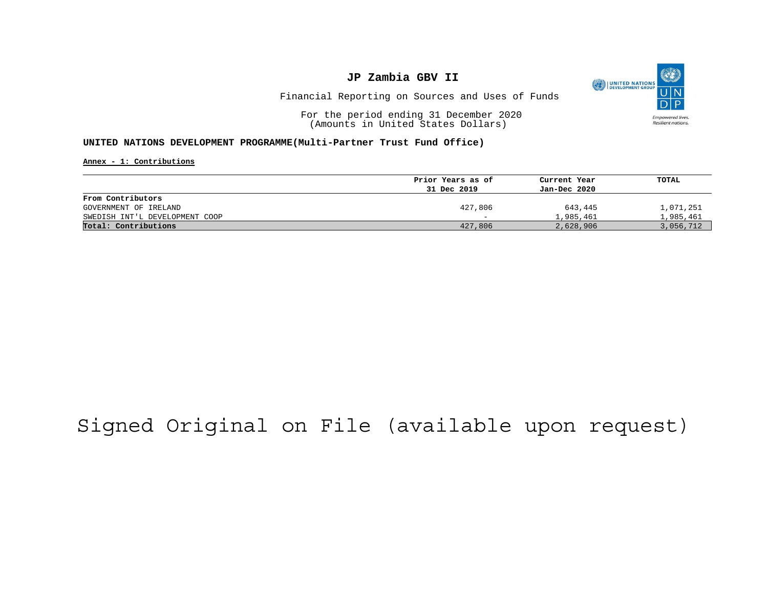# JP Zambia GBV II

Financial Reporting on Sources and Uses of Funds

For the period ending 31 December 2020
(Amounts in United States Dollars)

**UNITED NATIONS DEVELOPMENT PROGRAMME(Multi-Partner Trust Fund Office)**

**Annex - 1: Contributions**

| | Prior Years as of 31 Dec 2019 | Current Year Jan-Dec 2020 | TOTAL |
|---|---|---|---|
| From Contributors | | | |
| GOVERNMENT OF IRELAND | 427,806 | 643,445 | 1,071,251 |
| SWEDISH INT'L DEVELOPMENT COOP | - | 1,985,461 | 1,985,461 |
| **Total: Contributions** | 427,806 | 2,628,906 | 3,056,712 |

Signed Original on File (available upon request)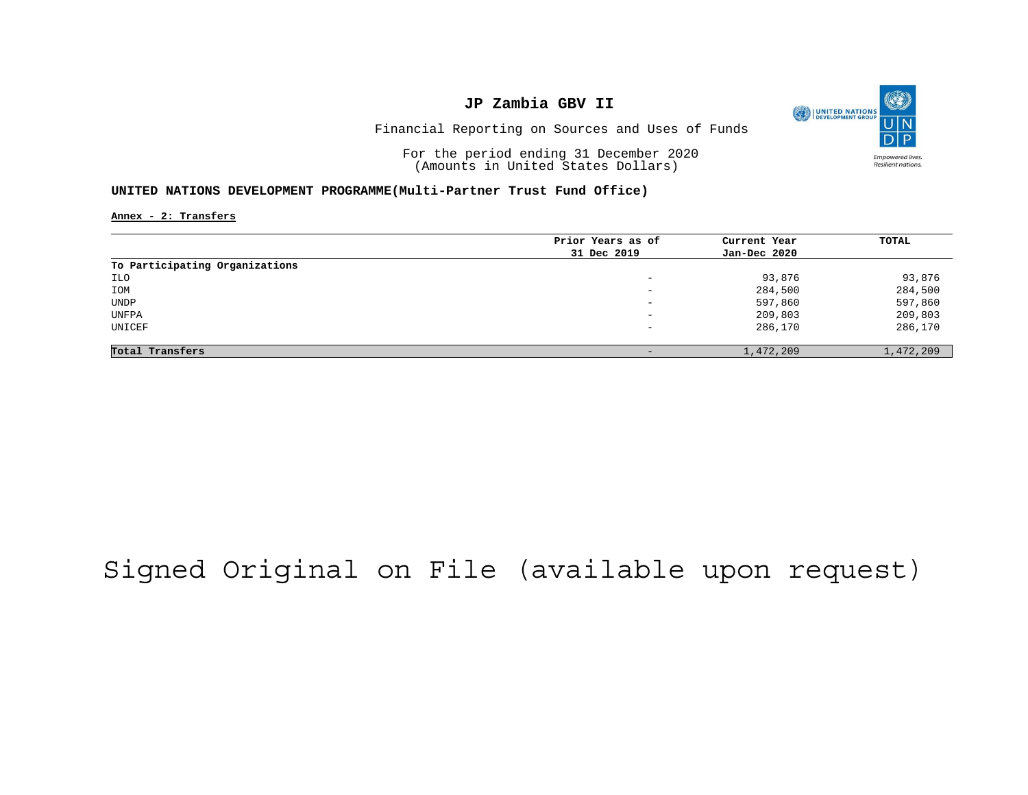# JP Zambia GBV II

Financial Reporting on Sources and Uses of Funds

For the period ending 31 December 2020
(Amounts in United States Dollars)

**UNITED NATIONS DEVELOPMENT PROGRAMME(Multi-Partner Trust Fund Office)**

**Annex - 2: Transfers**

| | Prior Years as of 31 Dec 2019 | Current Year Jan-Dec 2020 | TOTAL |
|---|---|---|---|
| **To Participating Organizations** | | | |
| ILO | - | 93,876 | 93,876 |
| IOM | - | 284,500 | 284,500 |
| UNDP | - | 597,860 | 597,860 |
| UNFPA | - | 209,803 | 209,803 |
| UNICEF | - | 286,170 | 286,170 |
| **Total Transfers** | - | 1,472,209 | 1,472,209 |

Signed Original on File (available upon request)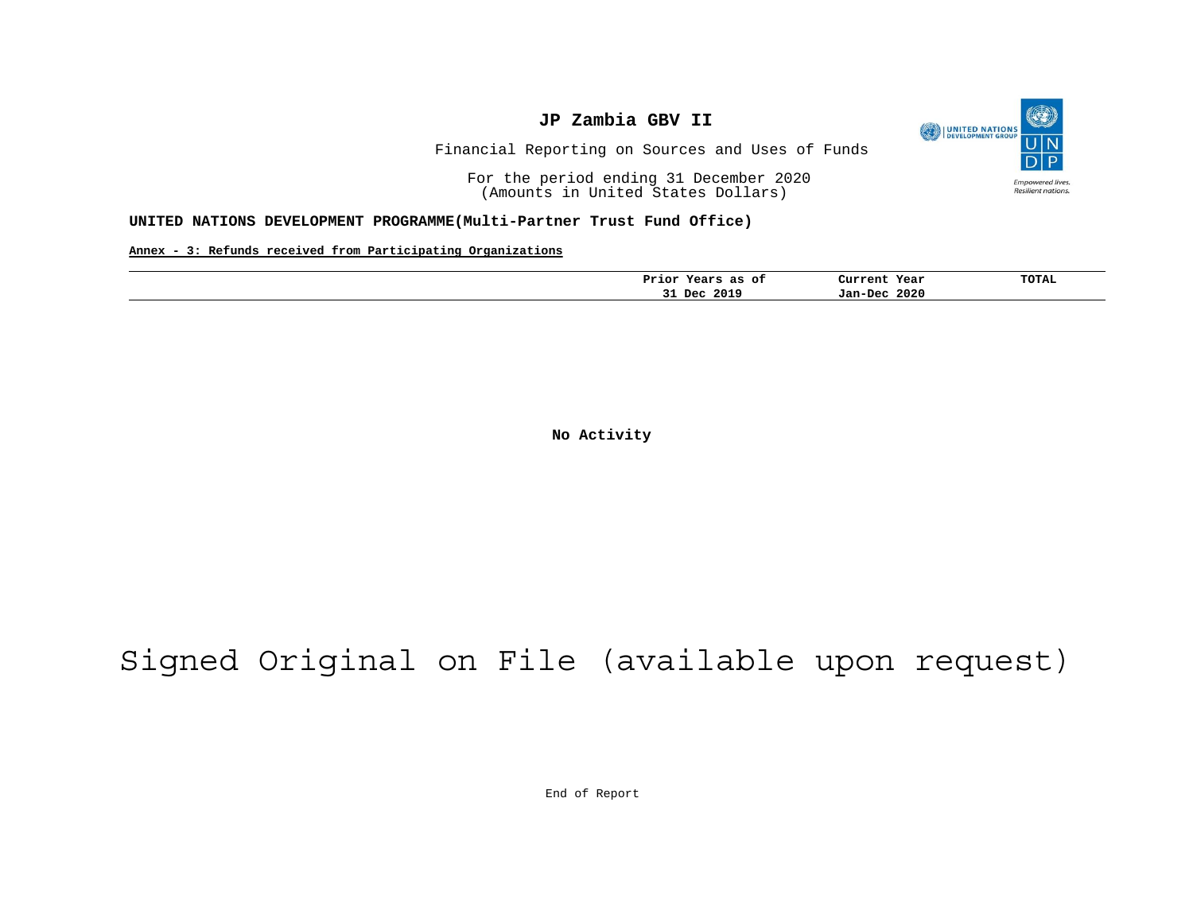# JP Zambia GBV II

Financial Reporting on Sources and Uses of Funds

For the period ending 31 December 2020
(Amounts in United States Dollars)

**UNITED NATIONS DEVELOPMENT PROGRAMME(Multi-Partner Trust Fund Office)**

**Annex - 3: Refunds received from Participating Organizations**

| | Prior Years as of 31 Dec 2019 | Current Year Jan-Dec 2020 | TOTAL |
|---|---|---|---|

**No Activity**

Signed Original on File (available upon request)

End of Report